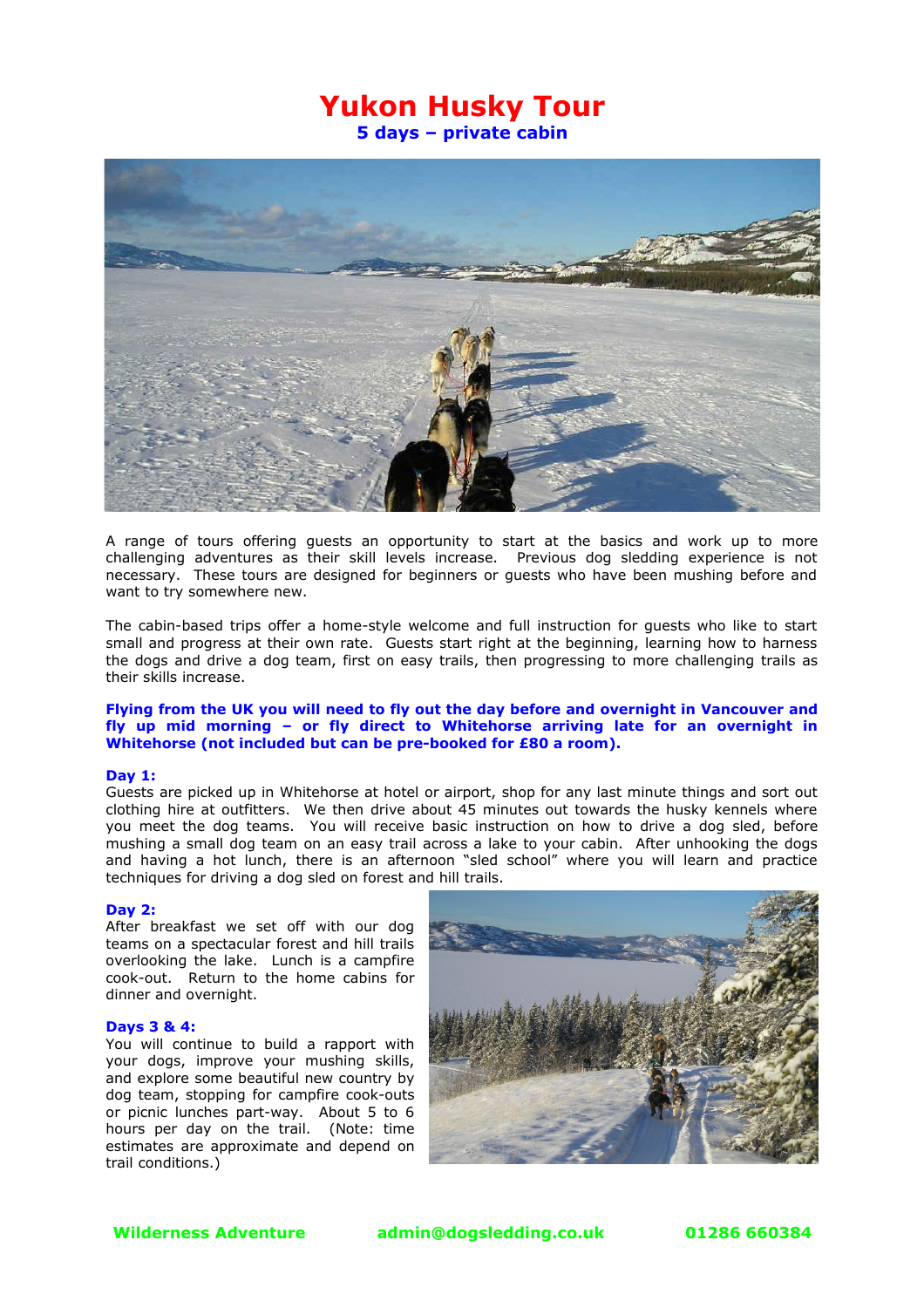# Yukon Husky Tour

## 5 days – private cabin

A range of tours offering guests an opportunity to start at the basics and work up to more challenging adventures as their skill levels increase. Previous dog sledding experience is not necessary. These tours are designed for beginners or guests who have been mushing before and want to try somewhere new.

The cabin-based trips offer a home-style welcome and full instruction for guests who like to start small and progress at their own rate. Guests start right at the beginning, learning how to harness the dogs and drive a dog team, first on easy trails, then progressing to more challenging trails as their skills increase.

**Flying from the UK you will need to fly out the day before and overnight in Vancouver and fly up mid morning – or fly direct to Whitehorse arriving late for an overnight in Whitehorse (not included but can be pre-booked for £80 a room).**

### Day 1:

Guests are picked up in Whitehorse at hotel or airport, shop for any last minute things and sort out clothing hire at outfitters. We then drive about 45 minutes out towards the husky kennels where you meet the dog teams. You will receive basic instruction on how to drive a dog sled, before mushing a small dog team on an easy trail across a lake to your cabin. After unhooking the dogs and having a hot lunch, there is an afternoon "sled school" where you will learn and practice techniques for driving a dog sled on forest and hill trails.

### Day 2:

After breakfast we set off with our dog teams on a spectacular forest and hill trails overlooking the lake. Lunch is a campfire cook-out. Return to the home cabins for dinner and overnight.

### Days 3 & 4:

You will continue to build a rapport with your dogs, improve your mushing skills, and explore some beautiful new country by dog team, stopping for campfire cook-outs or picnic lunches part-way. About 5 to 6 hours per day on the trail. (Note: time estimates are approximate and depend on trail conditions.)

**Wilderness Adventure** **admin@dogsledding.co.uk** **01286 660384**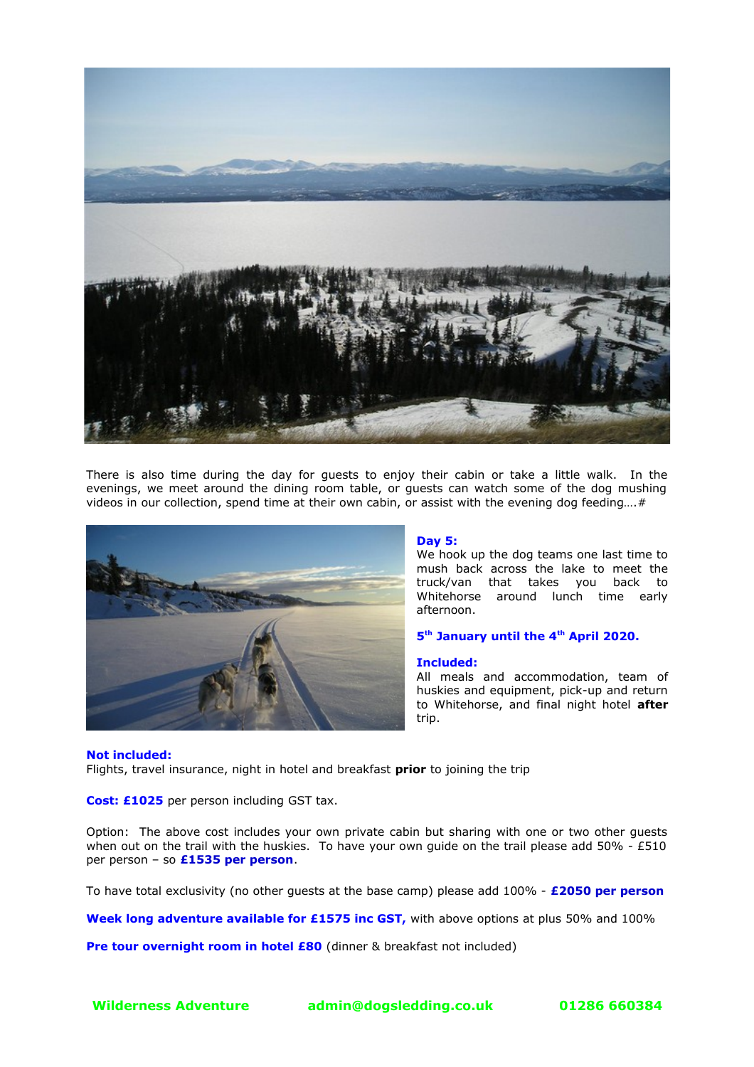There is also time during the day for guests to enjoy their cabin or take a little walk. In the evenings, we meet around the dining room table, or guests can watch some of the dog mushing videos in our collection, spend time at their own cabin, or assist with the evening dog feeding….#

**Day 5:**
We hook up the dog teams one last time to mush back across the lake to meet the truck/van that takes you back to Whitehorse around lunch time early afternoon.

**5th January until the 4th April 2020.**

**Included:**
All meals and accommodation, team of huskies and equipment, pick-up and return to Whitehorse, and final night hotel **after** trip.

**Not included:**
Flights, travel insurance, night in hotel and breakfast **prior** to joining the trip

**Cost: £1025** per person including GST tax.

Option: The above cost includes your own private cabin but sharing with one or two other guests when out on the trail with the huskies. To have your own guide on the trail please add 50% - £510 per person – so **£1535 per person**.

To have total exclusivity (no other guests at the base camp) please add 100% - **£2050 per person**

**Week long adventure available for £1575 inc GST,** with above options at plus 50% and 100%

**Pre tour overnight room in hotel £80** (dinner & breakfast not included)

**Wilderness Adventure** **admin@dogsledding.co.uk** **01286 660384**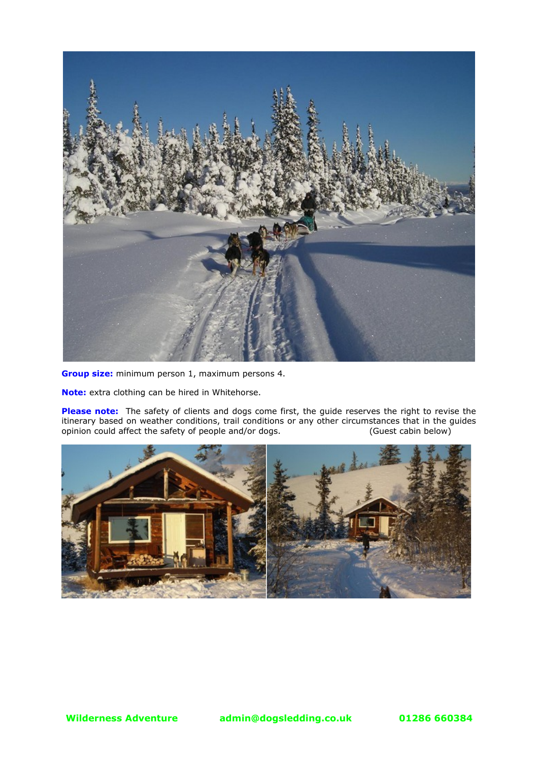**Group size:** minimum person 1, maximum persons 4.

**Note:** extra clothing can be hired in Whitehorse.

**Please note:** The safety of clients and dogs come first, the guide reserves the right to revise the itinerary based on weather conditions, trail conditions or any other circumstances that in the guides opinion could affect the safety of people and/or dogs. (Guest cabin below)

**Wilderness Adventure** **admin@dogsledding.co.uk** **01286 660384**